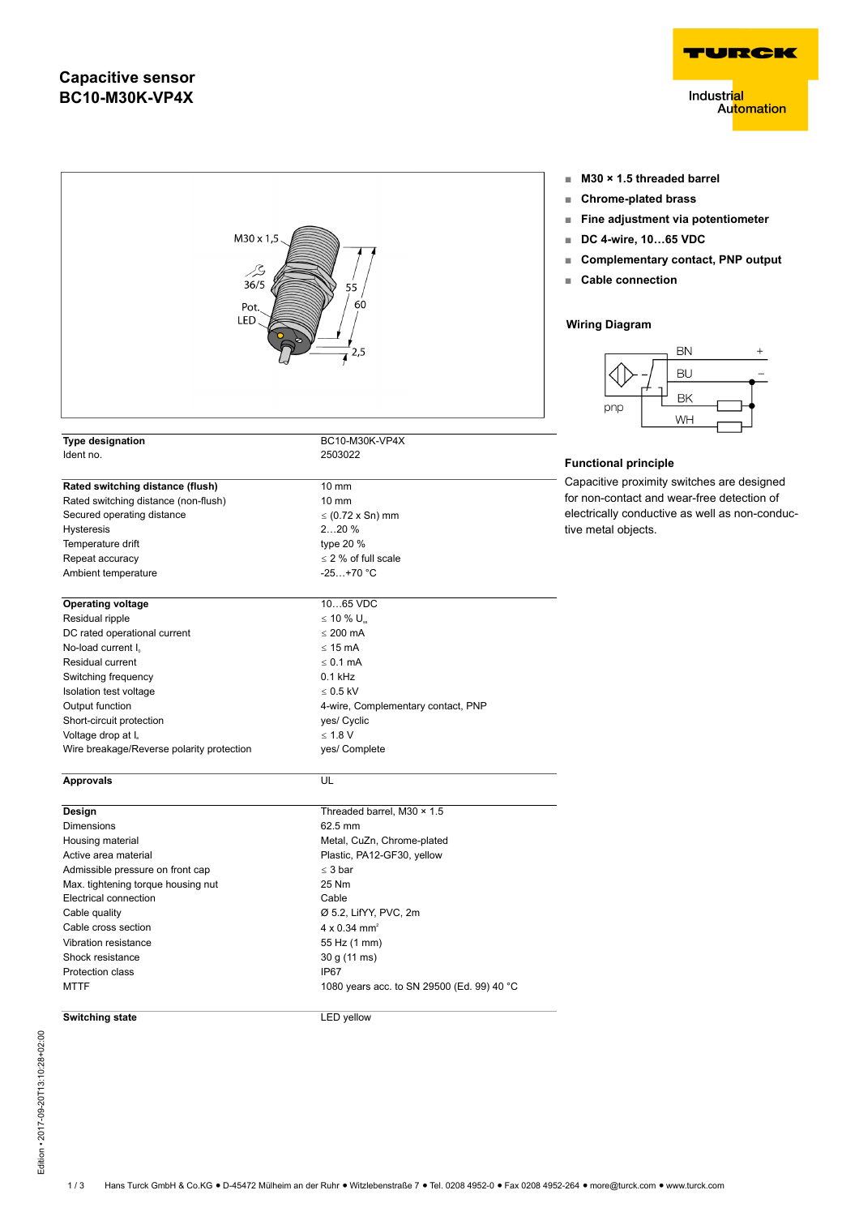# Capacitive sensor
# BC10-M30K-VP4X

- **M30 × 1.5 threaded barrel**
- **Chrome-plated brass**
- **Fine adjustment via potentiometer**
- **DC 4-wire, 10…65 VDC**
- **Complementary contact, PNP output**
- **Cable connection**

### Wiring Diagram

### Functional principle

Capacitive proximity switches are designed for non-contact and wear-free detection of electrically conductive as well as non-conductive metal objects.

| | |
|---|---|
| **Type designation** | BC10-M30K-VP4X |
| Ident no. | 2503022 |
| | |
| **Rated switching distance (flush)** | 10 mm |
| Rated switching distance (non-flush) | 10 mm |
| Secured operating distance | ≤ (0.72 x Sn) mm |
| Hysteresis | 2…20 % |
| Temperature drift | type 20 % |
| Repeat accuracy | ≤ 2 % of full scale |
| Ambient temperature | -25…+70 °C |
| | |
| **Operating voltage** | 10…65 VDC |
| Residual ripple | ≤ 10 % $U_{ss}$ |
| DC rated operational current | ≤ 200 mA |
| No-load current $I_0$ | ≤ 15 mA |
| Residual current | ≤ 0.1 mA |
| Switching frequency | 0.1 kHz |
| Isolation test voltage | ≤ 0.5 kV |
| Output function | 4-wire, Complementary contact, PNP |
| Short-circuit protection | yes/ Cyclic |
| Voltage drop at $I_e$ | ≤ 1.8 V |
| Wire breakage/Reverse polarity protection | yes/ Complete |
| | |
| **Approvals** | UL |
| | |
| **Design** | Threaded barrel, M30 × 1.5 |
| Dimensions | 62.5 mm |
| Housing material | Metal, CuZn, Chrome-plated |
| Active area material | Plastic, PA12-GF30, yellow |
| Admissible pressure on front cap | ≤ 3 bar |
| Max. tightening torque housing nut | 25 Nm |
| Electrical connection | Cable |
| Cable quality | Ø 5.2, LifYY, PVC, 2m |
| Cable cross section | 4 x 0.34 $mm^2$ |
| Vibration resistance | 55 Hz (1 mm) |
| Shock resistance | 30 g (11 ms) |
| Protection class | IP67 |
| MTTF | 1080 years acc. to SN 29500 (Ed. 99) 40 °C |
| | |
| **Switching state** | LED yellow |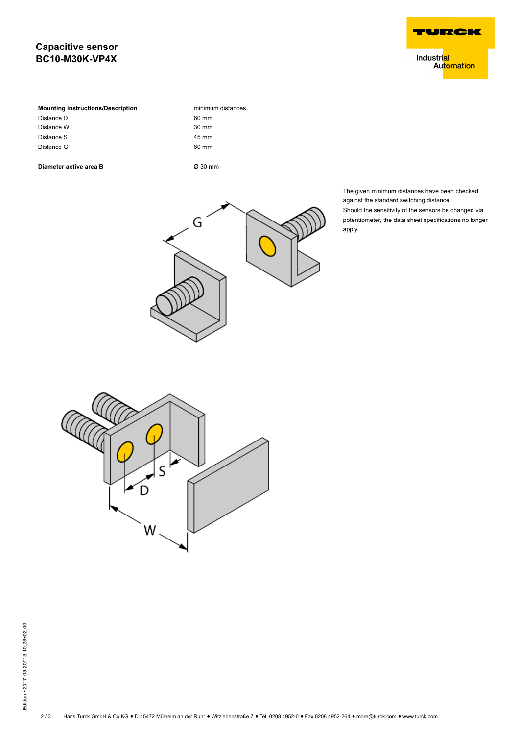# Capacitive sensor
# BC10-M30K-VP4X

| Mounting instructions/Description | minimum distances |
|---|---|
| Distance D | 60 mm |
| Distance W | 30 mm |
| Distance S | 45 mm |
| Distance G | 60 mm |
| **Diameter active area B** | Ø 30 mm |

The given minimum distances have been checked against the standard switching distance.
Should the sensitivity of the sensors be changed via potentiometer, the data sheet specifications no longer apply.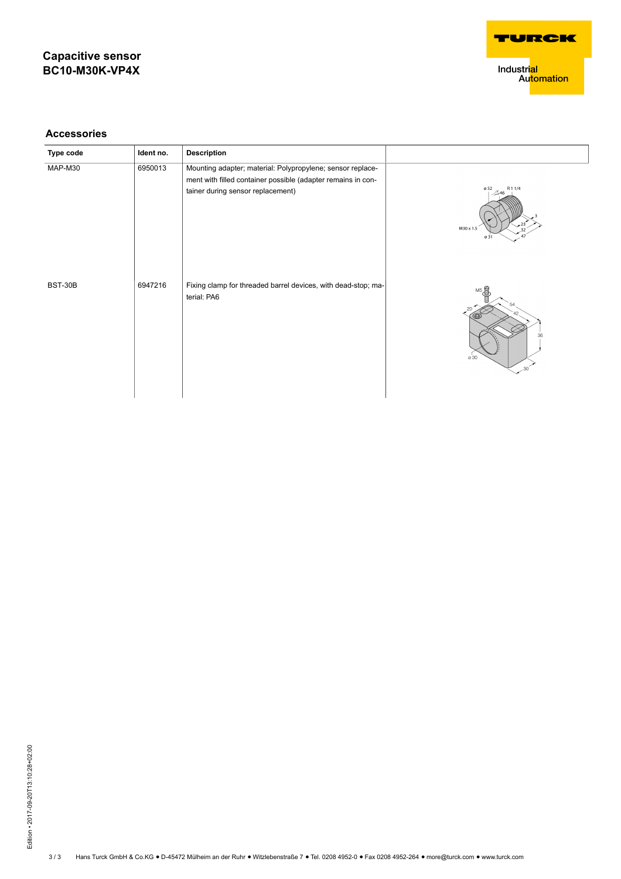# Capacitive sensor
# BC10-M30K-VP4X

## Accessories

| Type code | Ident no. | Description | |
|---|---|---|---|
| MAP-M30 | 6950013 | Mounting adapter; material: Polypropylene; sensor replacement with filled container possible (adapter remains in container during sensor replacement) | ø 52<br>R 1 1/4<br>⌀ 46<br>3<br>23<br>32<br>47<br>M30 x 1.5<br>ø 31 |
| BST-30B | 6947216 | Fixing clamp for threaded barrel devices, with dead-stop; material: PA6 | M5<br>54<br>20<br>42<br>36<br>ø 30<br>30 |